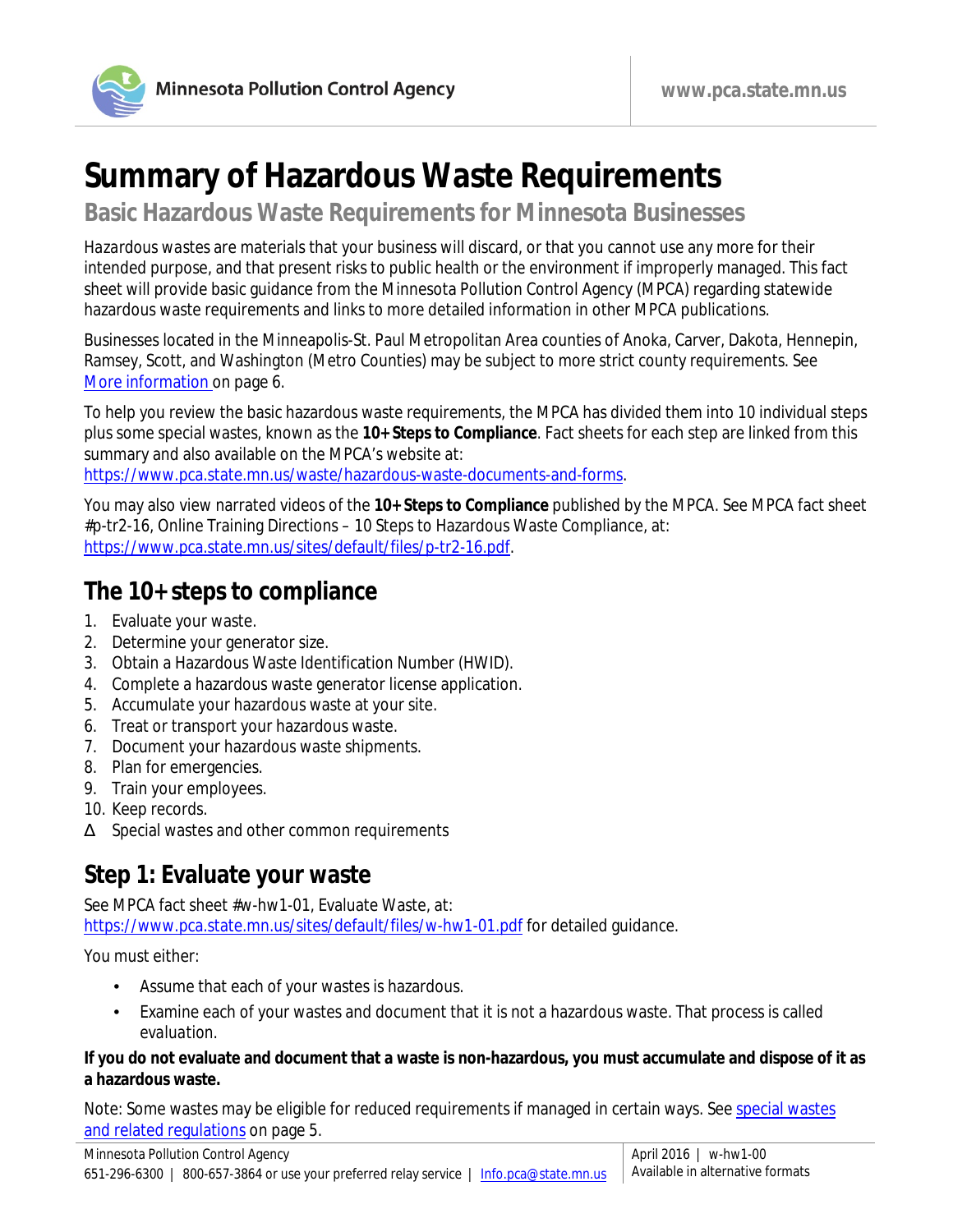# Summary of Hazardous Waste Requirements

## Basic Hazardous Waste Requirements for Minnesota Businesses

Hazardous wastes are materials that your business will discard, or that you cannot use any more for their intended purpose, and that present risks to public health or the environment if improperly managed. This fact sheet will provide basic guidance from the Minnesota Pollution Control Agency (MPCA) regarding statewide hazardous waste requirements and links to more detailed information in other MPCA publications.

Businesses located in the Minneapolis-St. Paul Metropolitan Area counties of Anoka, Carver, Dakota, Hennepin, Ramsey, Scott, and Washington (Metro Counties) may be subject to more strict county requirements. See More information on page 6.

To help you review the basic hazardous waste requirements, the MPCA has divided them into 10 individual steps plus some special wastes, known as the **10+ Steps to Compliance**. Fact sheets for each step are linked from this summary and also available on the MPCA's website at: https://www.pca.state.mn.us/waste/hazardous-waste-documents-and-forms.

You may also view narrated videos of the **10+ Steps to Compliance** published by the MPCA. See MPCA fact sheet #p-tr2-16, Online Training Directions – 10 Steps to Hazardous Waste Compliance, at: https://www.pca.state.mn.us/sites/default/files/p-tr2-16.pdf.

## The 10+ steps to compliance

1. Evaluate your waste.
2. Determine your generator size.
3. Obtain a Hazardous Waste Identification Number (HWID).
4. Complete a hazardous waste generator license application.
5. Accumulate your hazardous waste at your site.
6. Treat or transport your hazardous waste.
7. Document your hazardous waste shipments.
8. Plan for emergencies.
9. Train your employees.
10. Keep records.

Δ Special wastes and other common requirements

## Step 1: Evaluate your waste

See MPCA fact sheet #w-hw1-01, Evaluate Waste, at: https://www.pca.state.mn.us/sites/default/files/w-hw1-01.pdf for detailed guidance.

You must either:

- Assume that each of your wastes is hazardous.
- Examine each of your wastes and document that it is not a hazardous waste. That process is called evaluation.

**If you do not evaluate and document that a waste is non-hazardous, you must accumulate and dispose of it as a hazardous waste.**

Note: Some wastes may be eligible for reduced requirements if managed in certain ways. See special wastes and related regulations on page 5.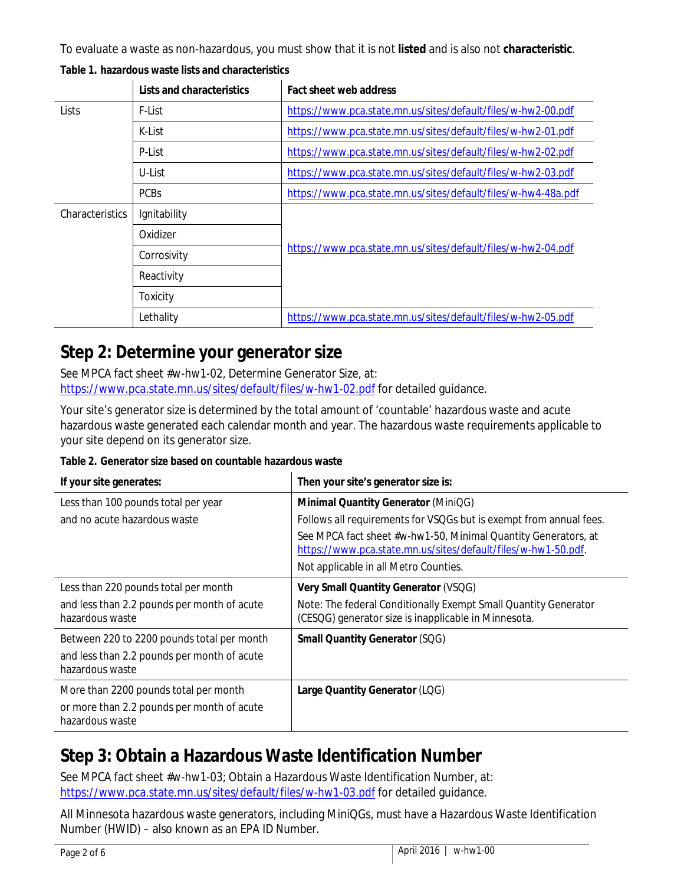To evaluate a waste as non-hazardous, you must show that it is not **listed** and is also not **characteristic**.

**Table 1. hazardous waste lists and characteristics**

| | Lists and characteristics | Fact sheet web address |
|---|---|---|
| Lists | F-List | https://www.pca.state.mn.us/sites/default/files/w-hw2-00.pdf |
| | K-List | https://www.pca.state.mn.us/sites/default/files/w-hw2-01.pdf |
| | P-List | https://www.pca.state.mn.us/sites/default/files/w-hw2-02.pdf |
| | U-List | https://www.pca.state.mn.us/sites/default/files/w-hw2-03.pdf |
| | PCBs | https://www.pca.state.mn.us/sites/default/files/w-hw4-48a.pdf |
| Characteristics | Ignitability | https://www.pca.state.mn.us/sites/default/files/w-hw2-04.pdf |
| | Oxidizer | |
| | Corrosivity | |
| | Reactivity | |
| | Toxicity | |
| | Lethality | https://www.pca.state.mn.us/sites/default/files/w-hw2-05.pdf |

## Step 2: Determine your generator size

See MPCA fact sheet #w-hw1-02, Determine Generator Size, at: https://www.pca.state.mn.us/sites/default/files/w-hw1-02.pdf for detailed guidance.

Your site's generator size is determined by the total amount of 'countable' hazardous waste and acute hazardous waste generated each calendar month and year. The hazardous waste requirements applicable to your site depend on its generator size.

**Table 2. Generator size based on countable hazardous waste**

| If your site generates: | Then your site's generator size is: |
|---|---|
| Less than 100 pounds total per year<br>and no acute hazardous waste | **Minimal Quantity Generator** (MiniQG)<br>Follows all requirements for VSQGs but is exempt from annual fees.<br>See MPCA fact sheet #w-hw1-50, Minimal Quantity Generators, at https://www.pca.state.mn.us/sites/default/files/w-hw1-50.pdf.<br>Not applicable in all Metro Counties. |
| Less than 220 pounds total per month<br>and less than 2.2 pounds per month of acute hazardous waste | **Very Small Quantity Generator** (VSQG)<br>Note: The federal Conditionally Exempt Small Quantity Generator (CESQG) generator size is inapplicable in Minnesota. |
| Between 220 to 2200 pounds total per month<br>and less than 2.2 pounds per month of acute hazardous waste | **Small Quantity Generator** (SQG) |
| More than 2200 pounds total per month<br>or more than 2.2 pounds per month of acute hazardous waste | **Large Quantity Generator** (LQG) |

## Step 3: Obtain a Hazardous Waste Identification Number

See MPCA fact sheet #w-hw1-03; Obtain a Hazardous Waste Identification Number, at: https://www.pca.state.mn.us/sites/default/files/w-hw1-03.pdf for detailed guidance.

All Minnesota hazardous waste generators, including MiniQGs, must have a Hazardous Waste Identification Number (HWID) – also known as an EPA ID Number.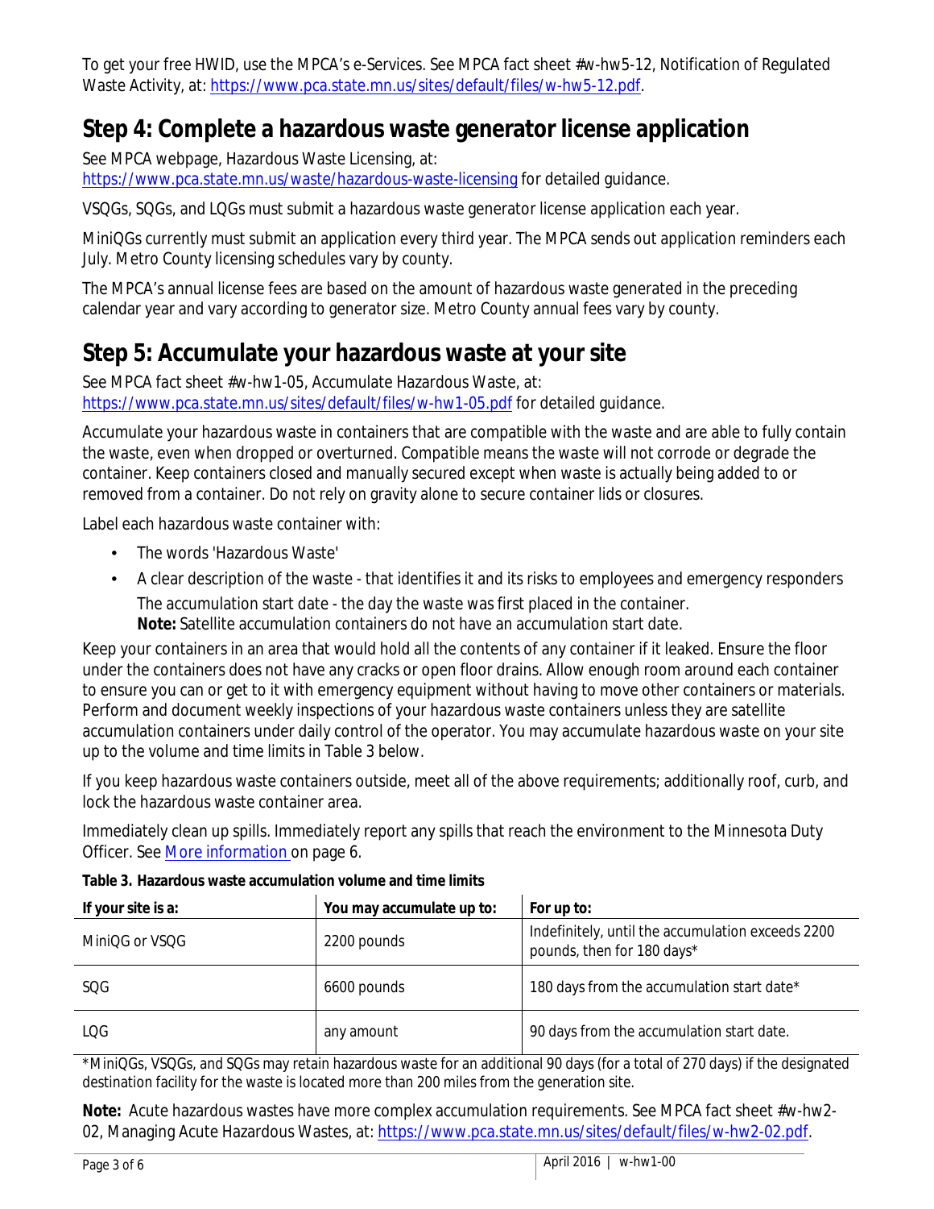To get your free HWID, use the MPCA's e-Services. See MPCA fact sheet #w-hw5-12, Notification of Regulated Waste Activity, at: https://www.pca.state.mn.us/sites/default/files/w-hw5-12.pdf.

## Step 4: Complete a hazardous waste generator license application

See MPCA webpage, Hazardous Waste Licensing, at: https://www.pca.state.mn.us/waste/hazardous-waste-licensing for detailed guidance.

VSQGs, SQGs, and LQGs must submit a hazardous waste generator license application each year.

MiniQGs currently must submit an application every third year. The MPCA sends out application reminders each July. Metro County licensing schedules vary by county.

The MPCA's annual license fees are based on the amount of hazardous waste generated in the preceding calendar year and vary according to generator size. Metro County annual fees vary by county.

## Step 5: Accumulate your hazardous waste at your site

See MPCA fact sheet #w-hw1-05, Accumulate Hazardous Waste, at: https://www.pca.state.mn.us/sites/default/files/w-hw1-05.pdf for detailed guidance.

Accumulate your hazardous waste in containers that are compatible with the waste and are able to fully contain the waste, even when dropped or overturned. *Compatible* means the waste will not corrode or degrade the container. Keep containers closed and manually secured except when waste is actually being added to or removed from a container. Do not rely on gravity alone to secure container lids or closures.

Label each hazardous waste container with:

- The words 'Hazardous Waste'
- A clear description of the waste - that identifies it and its risks to employees and emergency responders
- The accumulation start date - the day the waste was first placed in the container.
  **Note:** Satellite accumulation containers do not have an accumulation start date.

Keep your containers in an area that would hold all the contents of any container if it leaked. Ensure the floor under the containers does not have any cracks or open floor drains. Allow enough room around each container to ensure you can or get to it with emergency equipment without having to move other containers or materials. Perform and document weekly inspections of your hazardous waste containers unless they are satellite accumulation containers under daily control of the operator. You may accumulate hazardous waste on your site up to the volume and time limits in Table 3 below.

If you keep hazardous waste containers outside, meet all of the above requirements; additionally roof, curb, and lock the hazardous waste container area.

Immediately clean up spills. Immediately report any spills that reach the environment to the Minnesota Duty Officer. See More information on page 6.

**Table 3. Hazardous waste accumulation volume and time limits**

| If your site is a: | You may accumulate up to: | For up to: |
|---|---|---|
| MiniQG or VSQG | 2200 pounds | Indefinitely, until the accumulation exceeds 2200 pounds, then for 180 days* |
| SQG | 6600 pounds | 180 days from the accumulation start date* |
| LQG | any amount | 90 days from the accumulation start date. |

*MiniQGs, VSQGs, and SQGs may retain hazardous waste for an additional 90 days (for a total of 270 days) if the designated destination facility for the waste is located more than 200 miles from the generation site.

**Note:** Acute hazardous wastes have more complex accumulation requirements. See MPCA fact sheet #w-hw2-02, Managing Acute Hazardous Wastes, at: https://www.pca.state.mn.us/sites/default/files/w-hw2-02.pdf.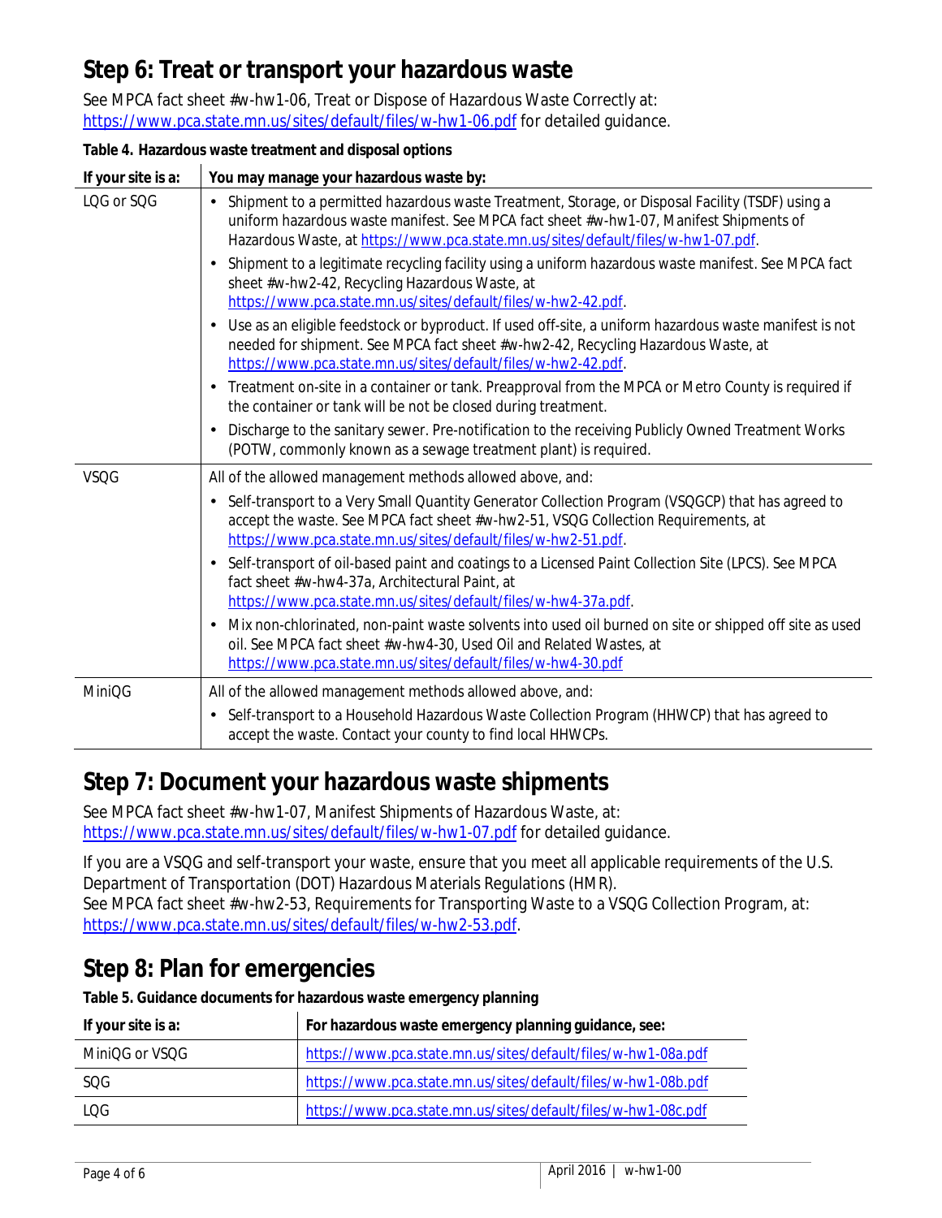## Step 6: Treat or transport your hazardous waste

See MPCA fact sheet #w-hw1-06, Treat or Dispose of Hazardous Waste Correctly at: https://www.pca.state.mn.us/sites/default/files/w-hw1-06.pdf for detailed guidance.

**Table 4. Hazardous waste treatment and disposal options**

| If your site is a: | You may manage your hazardous waste by: |
|---|---|
| LQG or SQG | • Shipment to a permitted hazardous waste Treatment, Storage, or Disposal Facility (TSDF) using a uniform hazardous waste manifest. See MPCA fact sheet #w-hw1-07, Manifest Shipments of Hazardous Waste, at https://www.pca.state.mn.us/sites/default/files/w-hw1-07.pdf.<br>• Shipment to a legitimate recycling facility using a uniform hazardous waste manifest. See MPCA fact sheet #w-hw2-42, Recycling Hazardous Waste, at https://www.pca.state.mn.us/sites/default/files/w-hw2-42.pdf.<br>• Use as an eligible feedstock or byproduct. If used off-site, a uniform hazardous waste manifest is not needed for shipment. See MPCA fact sheet #w-hw2-42, Recycling Hazardous Waste, at https://www.pca.state.mn.us/sites/default/files/w-hw2-42.pdf.<br>• Treatment on-site in a container or tank. Preapproval from the MPCA or Metro County is required if the container or tank will be not be closed during treatment.<br>• Discharge to the sanitary sewer. Pre-notification to the receiving Publicly Owned Treatment Works (POTW, commonly known as a sewage treatment plant) is required. |
| VSQG | All of the allowed management methods allowed above, and:<br>• Self-transport to a Very Small Quantity Generator Collection Program (VSQGCP) that has agreed to accept the waste. See MPCA fact sheet #w-hw2-51, VSQG Collection Requirements, at https://www.pca.state.mn.us/sites/default/files/w-hw2-51.pdf.<br>• Self-transport of oil-based paint and coatings to a Licensed Paint Collection Site (LPCS). See MPCA fact sheet #w-hw4-37a, Architectural Paint, at https://www.pca.state.mn.us/sites/default/files/w-hw4-37a.pdf.<br>• Mix non-chlorinated, non-paint waste solvents into used oil burned on site or shipped off site as used oil. See MPCA fact sheet #w-hw4-30, Used Oil and Related Wastes, at https://www.pca.state.mn.us/sites/default/files/w-hw4-30.pdf |
| MiniQG | All of the allowed management methods allowed above, and:<br>• Self-transport to a Household Hazardous Waste Collection Program (HHWCP) that has agreed to accept the waste. Contact your county to find local HHWCPs. |

## Step 7: Document your hazardous waste shipments

See MPCA fact sheet #w-hw1-07, Manifest Shipments of Hazardous Waste, at: https://www.pca.state.mn.us/sites/default/files/w-hw1-07.pdf for detailed guidance.

If you are a VSQG and self-transport your waste, ensure that you meet all applicable requirements of the U.S. Department of Transportation (DOT) Hazardous Materials Regulations (HMR).
See MPCA fact sheet #w-hw2-53, Requirements for Transporting Waste to a VSQG Collection Program, at: https://www.pca.state.mn.us/sites/default/files/w-hw2-53.pdf.

## Step 8: Plan for emergencies

**Table 5. Guidance documents for hazardous waste emergency planning**

| If your site is a: | For hazardous waste emergency planning guidance, see: |
|---|---|
| MiniQG or VSQG | https://www.pca.state.mn.us/sites/default/files/w-hw1-08a.pdf |
| SQG | https://www.pca.state.mn.us/sites/default/files/w-hw1-08b.pdf |
| LQG | https://www.pca.state.mn.us/sites/default/files/w-hw1-08c.pdf |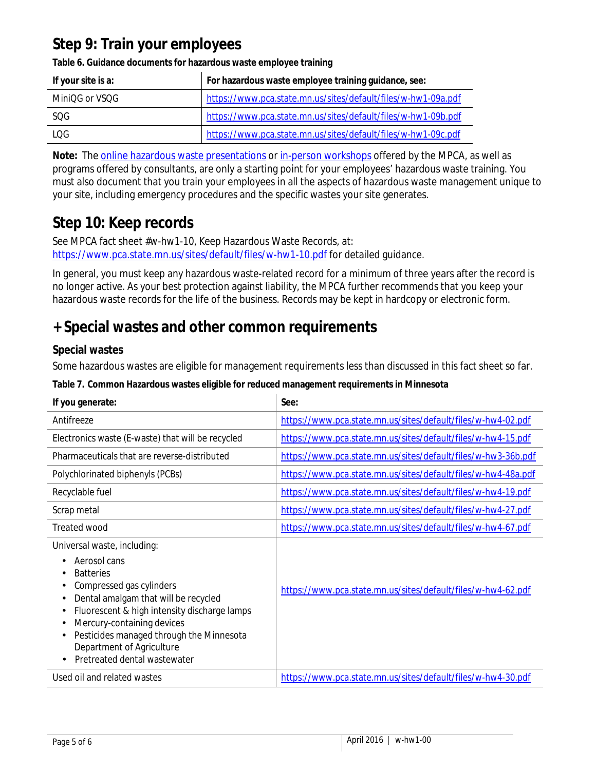## Step 9: Train your employees

**Table 6. Guidance documents for hazardous waste employee training**

| If your site is a: | For hazardous waste employee training guidance, see: |
| --- | --- |
| MiniQG or VSQG | https://www.pca.state.mn.us/sites/default/files/w-hw1-09a.pdf |
| SQG | https://www.pca.state.mn.us/sites/default/files/w-hw1-09b.pdf |
| LQG | https://www.pca.state.mn.us/sites/default/files/w-hw1-09c.pdf |

**Note:** The online hazardous waste presentations or in-person workshops offered by the MPCA, as well as programs offered by consultants, are only a starting point for your employees' hazardous waste training. You must also document that you train your employees in all the aspects of hazardous waste management unique to your site, including emergency procedures and the specific wastes your site generates.

## Step 10: Keep records

See MPCA fact sheet #w-hw1-10, Keep Hazardous Waste Records, at: https://www.pca.state.mn.us/sites/default/files/w-hw1-10.pdf for detailed guidance.

In general, you must keep any hazardous waste-related record for a minimum of three years after the record is no longer active. As your best protection against liability, the MPCA further recommends that you keep your hazardous waste records for the life of the business. Records may be kept in hardcopy or electronic form.

## + Special wastes and other common requirements

### Special wastes

Some hazardous wastes are eligible for management requirements less than discussed in this fact sheet so far.

**Table 7. Common Hazardous wastes eligible for reduced management requirements in Minnesota**

| If you generate: | See: |
| --- | --- |
| Antifreeze | https://www.pca.state.mn.us/sites/default/files/w-hw4-02.pdf |
| Electronics waste (E-waste) that will be recycled | https://www.pca.state.mn.us/sites/default/files/w-hw4-15.pdf |
| Pharmaceuticals that are reverse-distributed | https://www.pca.state.mn.us/sites/default/files/w-hw3-36b.pdf |
| Polychlorinated biphenyls (PCBs) | https://www.pca.state.mn.us/sites/default/files/w-hw4-48a.pdf |
| Recyclable fuel | https://www.pca.state.mn.us/sites/default/files/w-hw4-19.pdf |
| Scrap metal | https://www.pca.state.mn.us/sites/default/files/w-hw4-27.pdf |
| Treated wood | https://www.pca.state.mn.us/sites/default/files/w-hw4-67.pdf |
| Universal waste, including: <br>• Aerosol cans <br>• Batteries <br>• Compressed gas cylinders <br>• Dental amalgam that will be recycled <br>• Fluorescent & high intensity discharge lamps <br>• Mercury-containing devices <br>• Pesticides managed through the Minnesota Department of Agriculture <br>• Pretreated dental wastewater | https://www.pca.state.mn.us/sites/default/files/w-hw4-62.pdf |
| Used oil and related wastes | https://www.pca.state.mn.us/sites/default/files/w-hw4-30.pdf |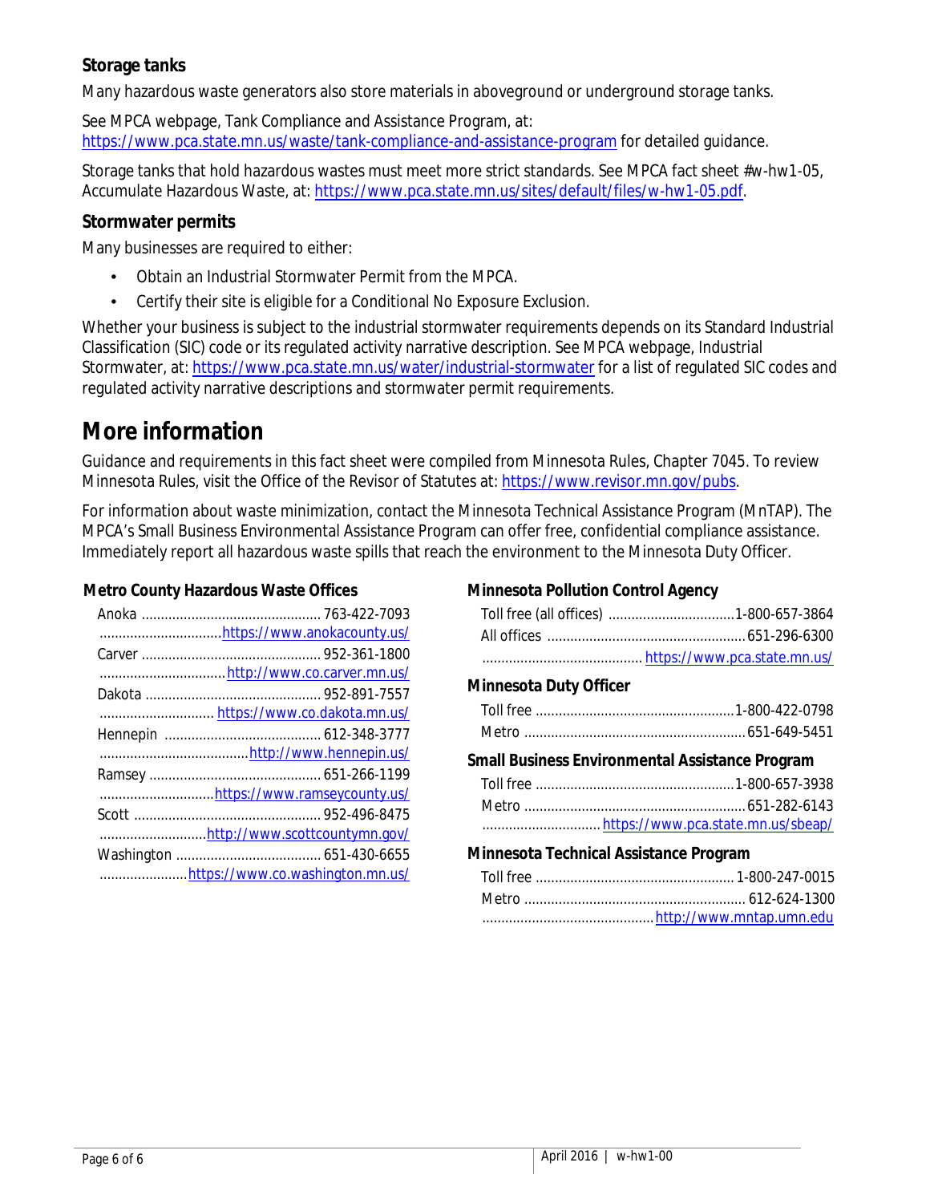### Storage tanks

Many hazardous waste generators also store materials in aboveground or underground storage tanks.

See MPCA webpage, Tank Compliance and Assistance Program, at: https://www.pca.state.mn.us/waste/tank-compliance-and-assistance-program for detailed guidance.

Storage tanks that hold hazardous wastes must meet more strict standards. See MPCA fact sheet #w-hw1-05, Accumulate Hazardous Waste, at: https://www.pca.state.mn.us/sites/default/files/w-hw1-05.pdf.

### Stormwater permits

Many businesses are required to either:

- Obtain an Industrial Stormwater Permit from the MPCA.
- Certify their site is eligible for a Conditional No Exposure Exclusion.

Whether your business is subject to the industrial stormwater requirements depends on its Standard Industrial Classification (SIC) code or its regulated activity narrative description. See MPCA webpage, Industrial Stormwater, at: https://www.pca.state.mn.us/water/industrial-stormwater for a list of regulated SIC codes and regulated activity narrative descriptions and stormwater permit requirements.

## More information

Guidance and requirements in this fact sheet were compiled from Minnesota Rules, Chapter 7045. To review Minnesota Rules, visit the Office of the Revisor of Statutes at: https://www.revisor.mn.gov/pubs.

For information about waste minimization, contact the Minnesota Technical Assistance Program (MnTAP). The MPCA's Small Business Environmental Assistance Program can offer free, confidential compliance assistance. Immediately report all hazardous waste spills that reach the environment to the Minnesota Duty Officer.

**Metro County Hazardous Waste Offices**

Anoka ............ 763-422-7093
............ https://www.anokacounty.us/

Carver ............ 952-361-1800
............ http://www.co.carver.mn.us/

Dakota ............ 952-891-7557
............ https://www.co.dakota.mn.us/

Hennepin ............ 612-348-3777
............ http://www.hennepin.us/

Ramsey ............ 651-266-1199
............ https://www.ramseycounty.us/

Scott ............ 952-496-8475
............ http://www.scottcountymn.gov/

Washington ............ 651-430-6655
............ https://www.co.washington.mn.us/

**Minnesota Pollution Control Agency**

Toll free (all offices) ............ 1-800-657-3864
All offices ............ 651-296-6300
............ https://www.pca.state.mn.us/

**Minnesota Duty Officer**

Toll free ............ 1-800-422-0798
Metro ............ 651-649-5451

**Small Business Environmental Assistance Program**

Toll free ............ 1-800-657-3938
Metro ............ 651-282-6143
............ https://www.pca.state.mn.us/sbeap/

**Minnesota Technical Assistance Program**

Toll free ............ 1-800-247-0015
Metro ............ 612-624-1300
............ http://www.mntap.umn.edu